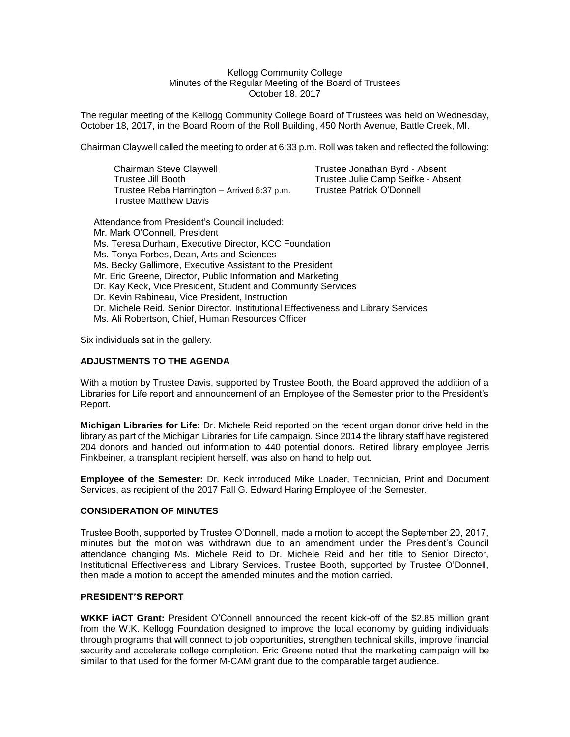Kellogg Community College
Minutes of the Regular Meeting of the Board of Trustees
October 18, 2017

The regular meeting of the Kellogg Community College Board of Trustees was held on Wednesday, October 18, 2017, in the Board Room of the Roll Building, 450 North Avenue, Battle Creek, MI.

Chairman Claywell called the meeting to order at 6:33 p.m. Roll was taken and reflected the following:

Chairman Steve Claywell
Trustee Jill Booth
Trustee Reba Harrington – Arrived 6:37 p.m.
Trustee Matthew Davis
Trustee Jonathan Byrd - Absent
Trustee Julie Camp Seifke - Absent
Trustee Patrick O'Donnell

Attendance from President's Council included:
Mr. Mark O'Connell, President
Ms. Teresa Durham, Executive Director, KCC Foundation
Ms. Tonya Forbes, Dean, Arts and Sciences
Ms. Becky Gallimore, Executive Assistant to the President
Mr. Eric Greene, Director, Public Information and Marketing
Dr. Kay Keck, Vice President, Student and Community Services
Dr. Kevin Rabineau, Vice President, Instruction
Dr. Michele Reid, Senior Director, Institutional Effectiveness and Library Services
Ms. Ali Robertson, Chief, Human Resources Officer

Six individuals sat in the gallery.

## ADJUSTMENTS TO THE AGENDA

With a motion by Trustee Davis, supported by Trustee Booth, the Board approved the addition of a Libraries for Life report and announcement of an Employee of the Semester prior to the President's Report.

**Michigan Libraries for Life:** Dr. Michele Reid reported on the recent organ donor drive held in the library as part of the Michigan Libraries for Life campaign. Since 2014 the library staff have registered 204 donors and handed out information to 440 potential donors. Retired library employee Jerris Finkbeiner, a transplant recipient herself, was also on hand to help out.

**Employee of the Semester:** Dr. Keck introduced Mike Loader, Technician, Print and Document Services, as recipient of the 2017 Fall G. Edward Haring Employee of the Semester.

## CONSIDERATION OF MINUTES

Trustee Booth, supported by Trustee O'Donnell, made a motion to accept the September 20, 2017, minutes but the motion was withdrawn due to an amendment under the President's Council attendance changing Ms. Michele Reid to Dr. Michele Reid and her title to Senior Director, Institutional Effectiveness and Library Services. Trustee Booth, supported by Trustee O'Donnell, then made a motion to accept the amended minutes and the motion carried.

## PRESIDENT'S REPORT

**WKKF iACT Grant:** President O'Connell announced the recent kick-off of the $2.85 million grant from the W.K. Kellogg Foundation designed to improve the local economy by guiding individuals through programs that will connect to job opportunities, strengthen technical skills, improve financial security and accelerate college completion. Eric Greene noted that the marketing campaign will be similar to that used for the former M-CAM grant due to the comparable target audience.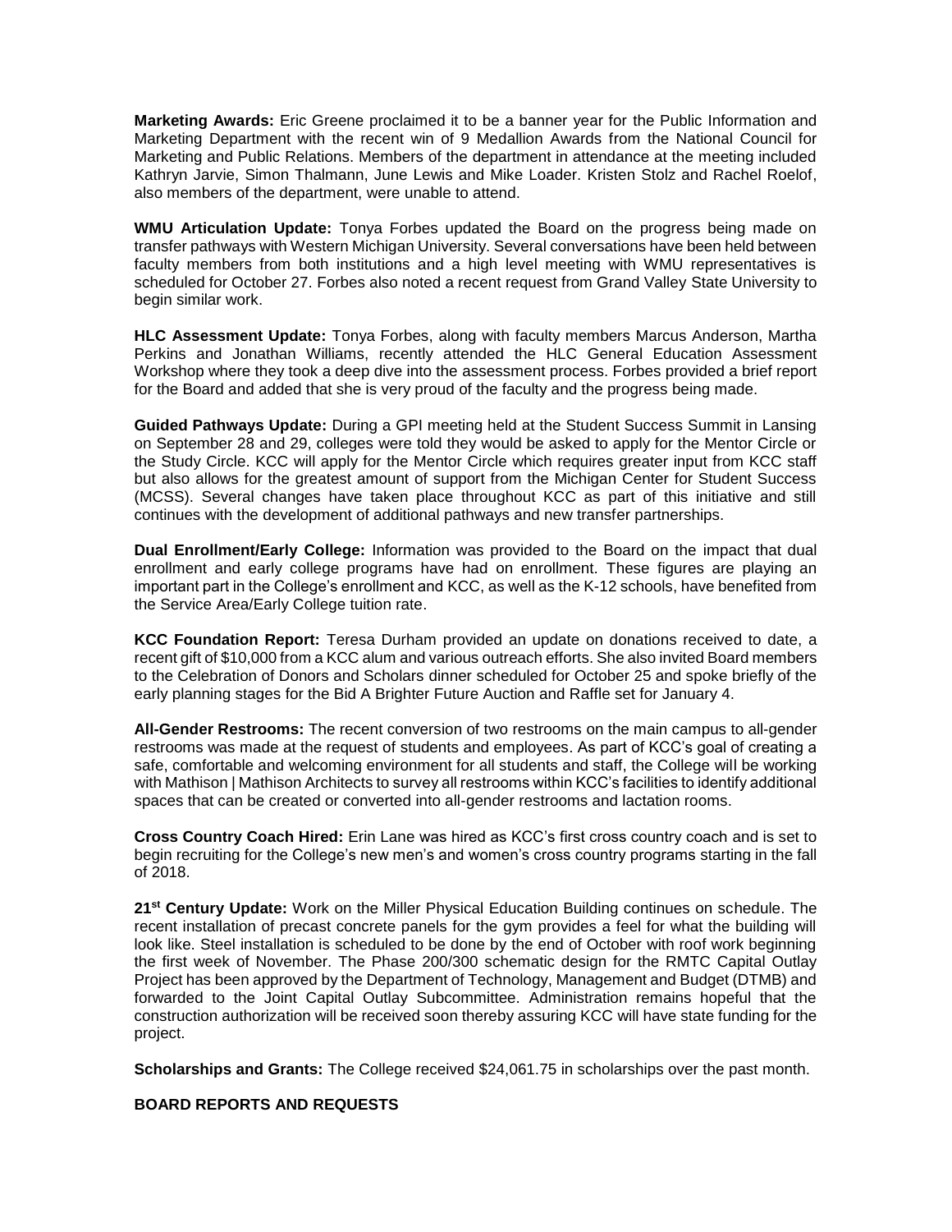**Marketing Awards:** Eric Greene proclaimed it to be a banner year for the Public Information and Marketing Department with the recent win of 9 Medallion Awards from the National Council for Marketing and Public Relations. Members of the department in attendance at the meeting included Kathryn Jarvie, Simon Thalmann, June Lewis and Mike Loader. Kristen Stolz and Rachel Roelof, also members of the department, were unable to attend.

**WMU Articulation Update:** Tonya Forbes updated the Board on the progress being made on transfer pathways with Western Michigan University. Several conversations have been held between faculty members from both institutions and a high level meeting with WMU representatives is scheduled for October 27. Forbes also noted a recent request from Grand Valley State University to begin similar work.

**HLC Assessment Update:** Tonya Forbes, along with faculty members Marcus Anderson, Martha Perkins and Jonathan Williams, recently attended the HLC General Education Assessment Workshop where they took a deep dive into the assessment process. Forbes provided a brief report for the Board and added that she is very proud of the faculty and the progress being made.

**Guided Pathways Update:** During a GPI meeting held at the Student Success Summit in Lansing on September 28 and 29, colleges were told they would be asked to apply for the Mentor Circle or the Study Circle. KCC will apply for the Mentor Circle which requires greater input from KCC staff but also allows for the greatest amount of support from the Michigan Center for Student Success (MCSS). Several changes have taken place throughout KCC as part of this initiative and still continues with the development of additional pathways and new transfer partnerships.

**Dual Enrollment/Early College:** Information was provided to the Board on the impact that dual enrollment and early college programs have had on enrollment. These figures are playing an important part in the College's enrollment and KCC, as well as the K-12 schools, have benefited from the Service Area/Early College tuition rate.

**KCC Foundation Report:** Teresa Durham provided an update on donations received to date, a recent gift of $10,000 from a KCC alum and various outreach efforts. She also invited Board members to the Celebration of Donors and Scholars dinner scheduled for October 25 and spoke briefly of the early planning stages for the Bid A Brighter Future Auction and Raffle set for January 4.

**All-Gender Restrooms:** The recent conversion of two restrooms on the main campus to all-gender restrooms was made at the request of students and employees. As part of KCC's goal of creating a safe, comfortable and welcoming environment for all students and staff, the College will be working with Mathison | Mathison Architects to survey all restrooms within KCC's facilities to identify additional spaces that can be created or converted into all-gender restrooms and lactation rooms.

**Cross Country Coach Hired:** Erin Lane was hired as KCC's first cross country coach and is set to begin recruiting for the College's new men's and women's cross country programs starting in the fall of 2018.

**21st Century Update:** Work on the Miller Physical Education Building continues on schedule. The recent installation of precast concrete panels for the gym provides a feel for what the building will look like. Steel installation is scheduled to be done by the end of October with roof work beginning the first week of November. The Phase 200/300 schematic design for the RMTC Capital Outlay Project has been approved by the Department of Technology, Management and Budget (DTMB) and forwarded to the Joint Capital Outlay Subcommittee. Administration remains hopeful that the construction authorization will be received soon thereby assuring KCC will have state funding for the project.

**Scholarships and Grants:** The College received $24,061.75 in scholarships over the past month.

**BOARD REPORTS AND REQUESTS**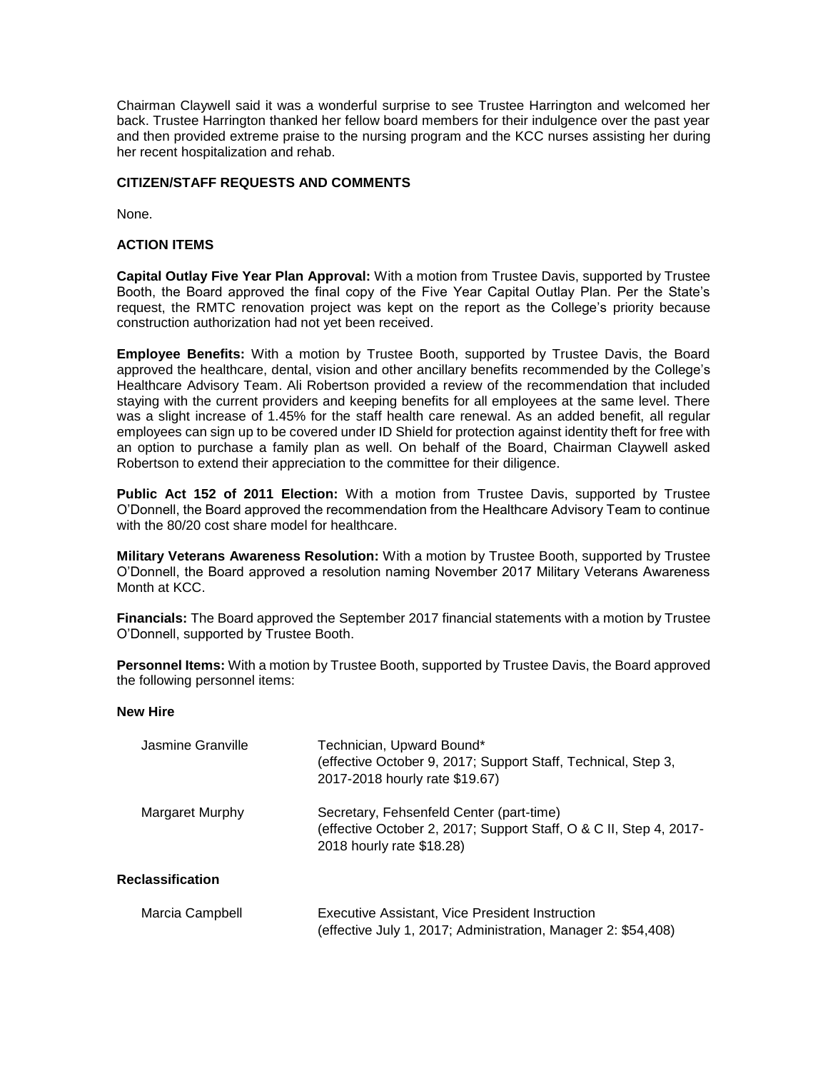Chairman Claywell said it was a wonderful surprise to see Trustee Harrington and welcomed her back. Trustee Harrington thanked her fellow board members for their indulgence over the past year and then provided extreme praise to the nursing program and the KCC nurses assisting her during her recent hospitalization and rehab.

**CITIZEN/STAFF REQUESTS AND COMMENTS**

None.

**ACTION ITEMS**

**Capital Outlay Five Year Plan Approval:** With a motion from Trustee Davis, supported by Trustee Booth, the Board approved the final copy of the Five Year Capital Outlay Plan. Per the State's request, the RMTC renovation project was kept on the report as the College's priority because construction authorization had not yet been received.

**Employee Benefits:** With a motion by Trustee Booth, supported by Trustee Davis, the Board approved the healthcare, dental, vision and other ancillary benefits recommended by the College's Healthcare Advisory Team. Ali Robertson provided a review of the recommendation that included staying with the current providers and keeping benefits for all employees at the same level. There was a slight increase of 1.45% for the staff health care renewal. As an added benefit, all regular employees can sign up to be covered under ID Shield for protection against identity theft for free with an option to purchase a family plan as well. On behalf of the Board, Chairman Claywell asked Robertson to extend their appreciation to the committee for their diligence.

**Public Act 152 of 2011 Election:** With a motion from Trustee Davis, supported by Trustee O'Donnell, the Board approved the recommendation from the Healthcare Advisory Team to continue with the 80/20 cost share model for healthcare.

**Military Veterans Awareness Resolution:** With a motion by Trustee Booth, supported by Trustee O'Donnell, the Board approved a resolution naming November 2017 Military Veterans Awareness Month at KCC.

**Financials:** The Board approved the September 2017 financial statements with a motion by Trustee O'Donnell, supported by Trustee Booth.

**Personnel Items:** With a motion by Trustee Booth, supported by Trustee Davis, the Board approved the following personnel items:

**New Hire**

Jasmine Granville — Technician, Upward Bound*
(effective October 9, 2017; Support Staff, Technical, Step 3, 2017-2018 hourly rate $19.67)

Margaret Murphy — Secretary, Fehsenfeld Center (part-time)
(effective October 2, 2017; Support Staff, O & C II, Step 4, 2017-2018 hourly rate $18.28)

**Reclassification**

Marcia Campbell — Executive Assistant, Vice President Instruction
(effective July 1, 2017; Administration, Manager 2: $54,408)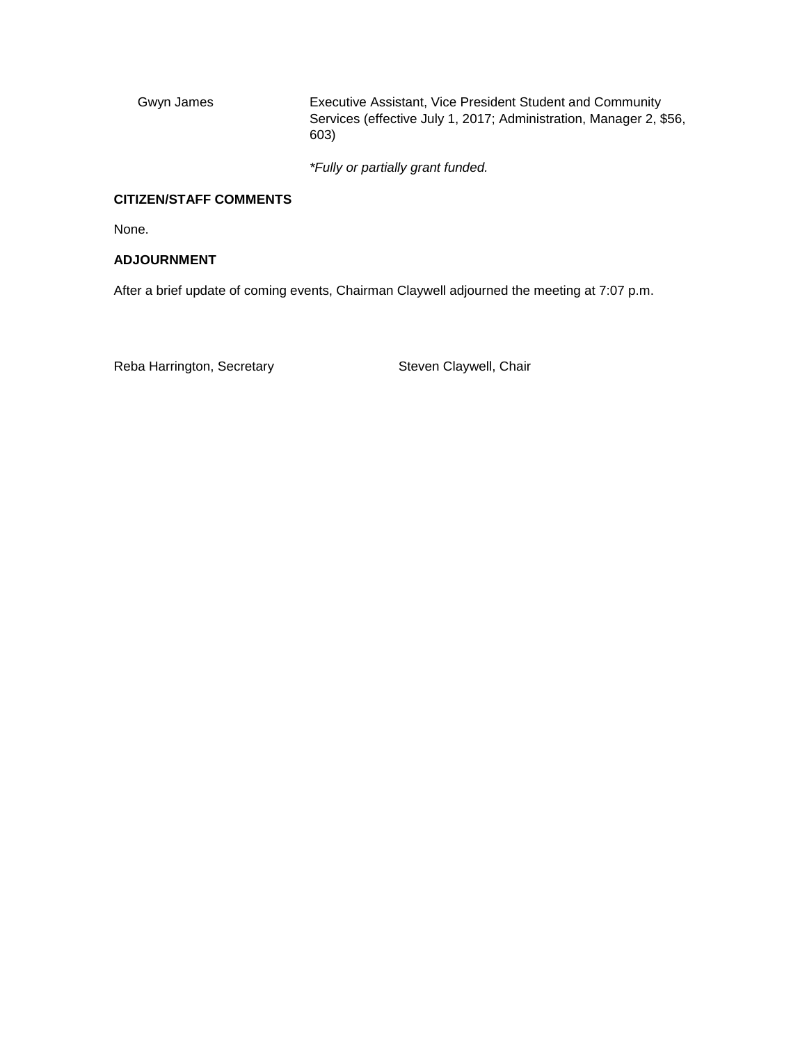| | |
|---|---|
| Gwyn James | Executive Assistant, Vice President Student and Community Services (effective July 1, 2017; Administration, Manager 2, $56, 603) |

*\*Fully or partially grant funded.*

**CITIZEN/STAFF COMMENTS**

None.

**ADJOURNMENT**

After a brief update of coming events, Chairman Claywell adjourned the meeting at 7:07 p.m.

Reba Harrington, Secretary

Steven Claywell, Chair